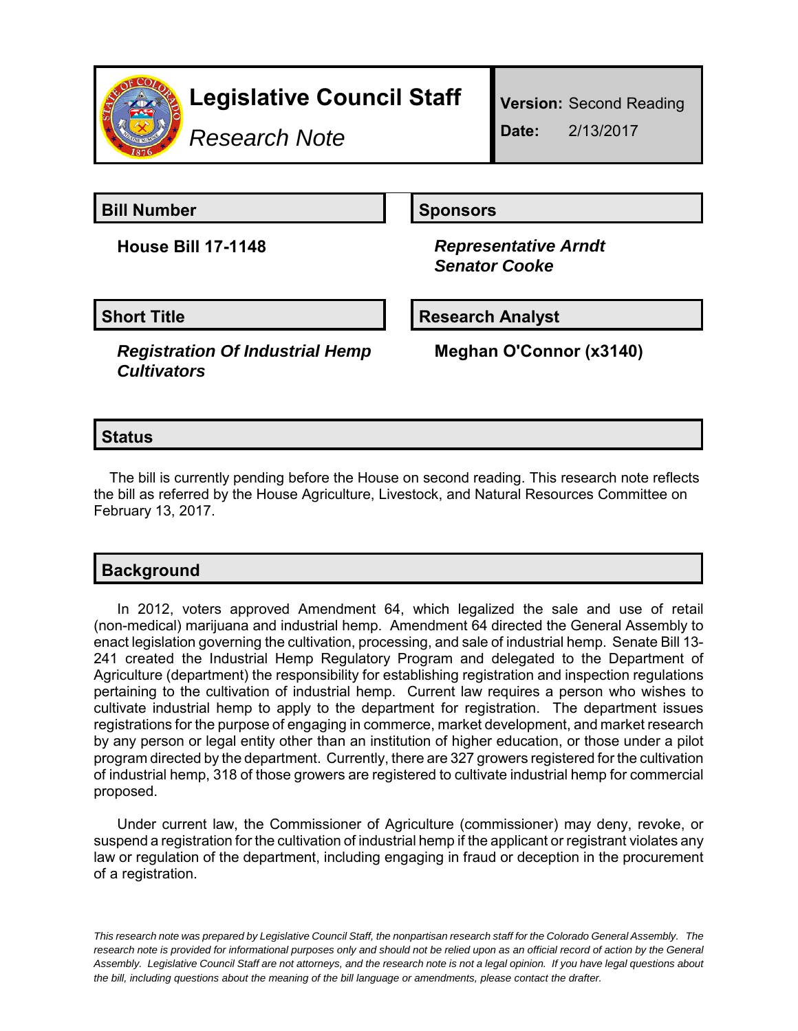# Legislative Council Staff

*Research Note*

**Version:** Second Reading

**Date:** 2/13/2017

## Bill Number

**House Bill 17-1148**

## Sponsors

***Representative Arndt***
***Senator Cooke***

## Short Title

***Registration Of Industrial Hemp Cultivators***

## Research Analyst

**Meghan O'Connor (x3140)**

## Status

The bill is currently pending before the House on second reading. This research note reflects the bill as referred by the House Agriculture, Livestock, and Natural Resources Committee on February 13, 2017.

## Background

In 2012, voters approved Amendment 64, which legalized the sale and use of retail (non-medical) marijuana and industrial hemp. Amendment 64 directed the General Assembly to enact legislation governing the cultivation, processing, and sale of industrial hemp. Senate Bill 13-241 created the Industrial Hemp Regulatory Program and delegated to the Department of Agriculture (department) the responsibility for establishing registration and inspection regulations pertaining to the cultivation of industrial hemp. Current law requires a person who wishes to cultivate industrial hemp to apply to the department for registration. The department issues registrations for the purpose of engaging in commerce, market development, and market research by any person or legal entity other than an institution of higher education, or those under a pilot program directed by the department. Currently, there are 327 growers registered for the cultivation of industrial hemp, 318 of those growers are registered to cultivate industrial hemp for commercial proposed.

Under current law, the Commissioner of Agriculture (commissioner) may deny, revoke, or suspend a registration for the cultivation of industrial hemp if the applicant or registrant violates any law or regulation of the department, including engaging in fraud or deception in the procurement of a registration.

*This research note was prepared by Legislative Council Staff, the nonpartisan research staff for the Colorado General Assembly. The research note is provided for informational purposes only and should not be relied upon as an official record of action by the General Assembly. Legislative Council Staff are not attorneys, and the research note is not a legal opinion. If you have legal questions about the bill, including questions about the meaning of the bill language or amendments, please contact the drafter.*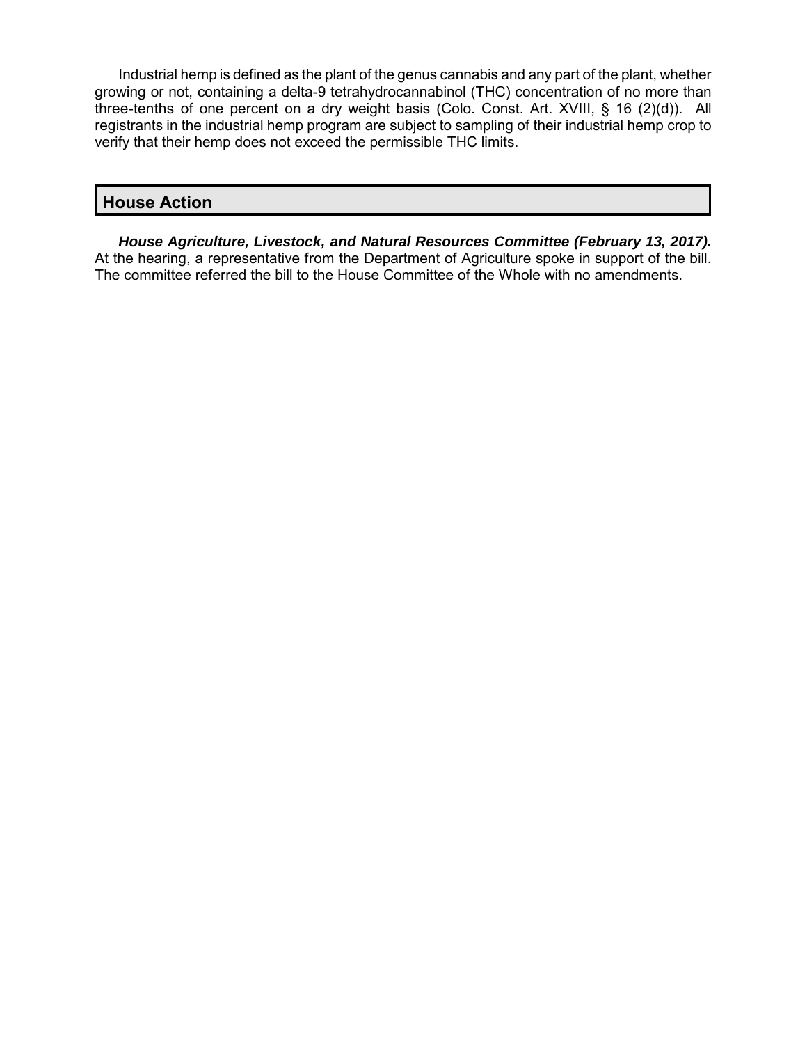Industrial hemp is defined as the plant of the genus cannabis and any part of the plant, whether growing or not, containing a delta-9 tetrahydrocannabinol (THC) concentration of no more than three-tenths of one percent on a dry weight basis (Colo. Const. Art. XVIII, § 16 (2)(d)). All registrants in the industrial hemp program are subject to sampling of their industrial hemp crop to verify that their hemp does not exceed the permissible THC limits.

## House Action

***House Agriculture, Livestock, and Natural Resources Committee (February 13, 2017).*** At the hearing, a representative from the Department of Agriculture spoke in support of the bill. The committee referred the bill to the House Committee of the Whole with no amendments.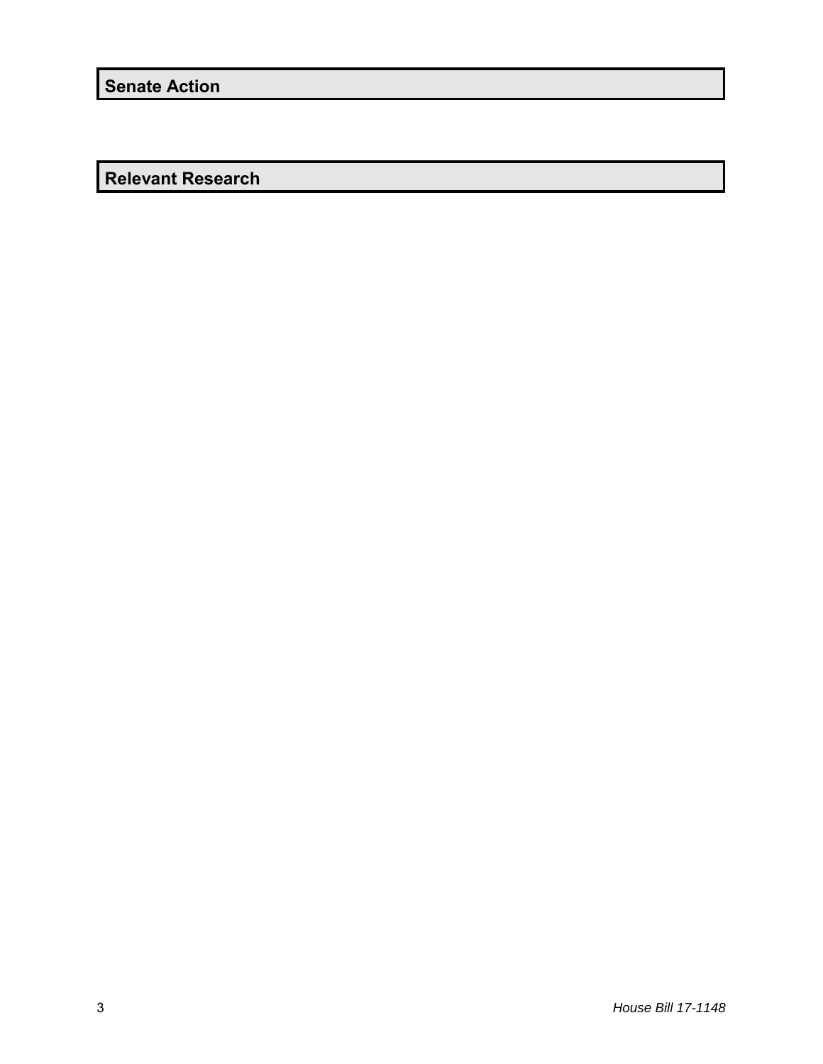## Senate Action

## Relevant Research